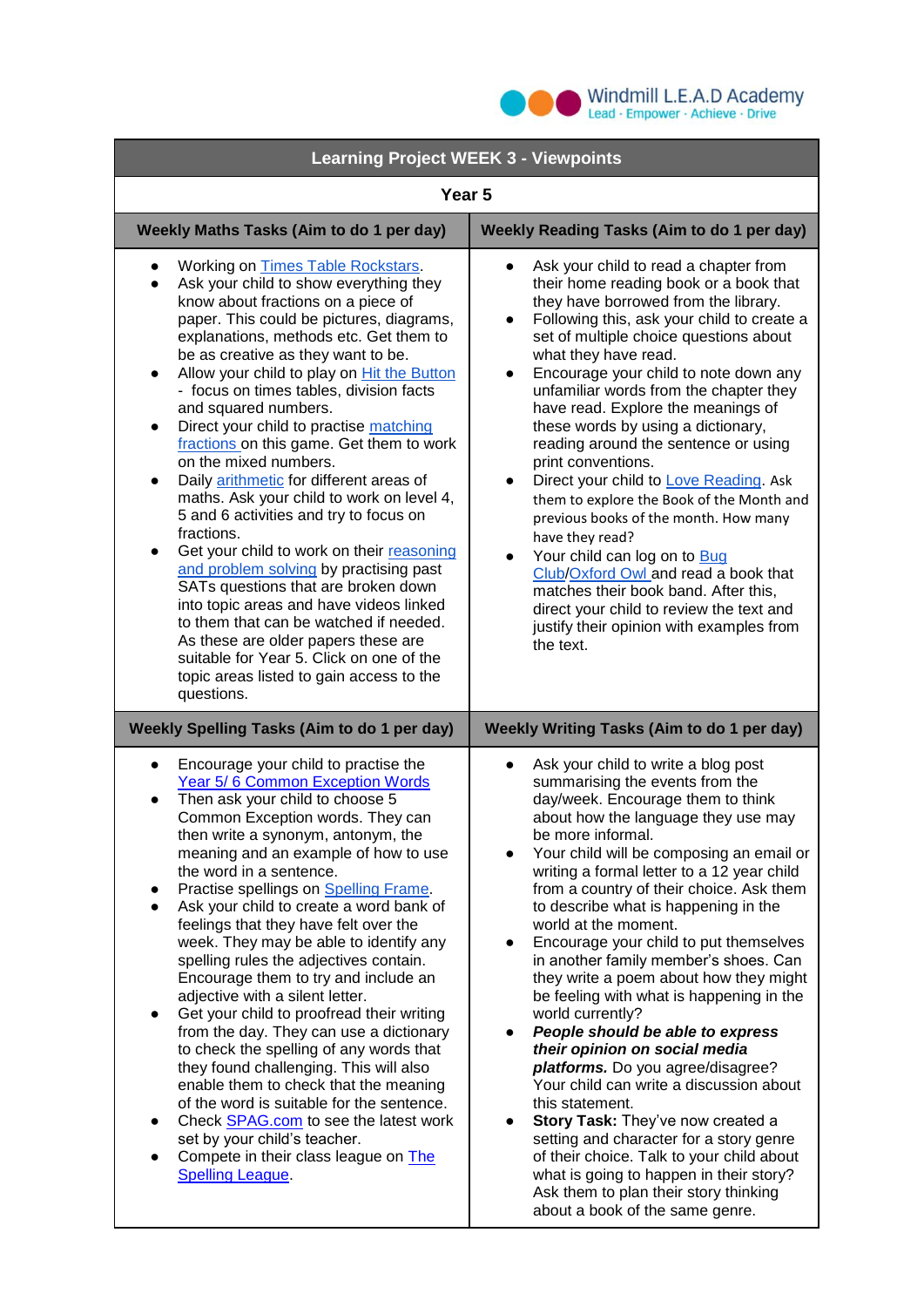Windmill L.E.A.D Academy

Lead · Empower · Achieve · Drive

# Learning Project WEEK 3 - Viewpoints

## Year 5

### Weekly Maths Tasks (Aim to do 1 per day)

- Working on Times Table Rockstars.
- Ask your child to show everything they know about fractions on a piece of paper. This could be pictures, diagrams, explanations, methods etc. Get them to be as creative as they want to be.
- Allow your child to play on Hit the Button - focus on times tables, division facts and squared numbers.
- Direct your child to practise matching fractions on this game. Get them to work on the mixed numbers.
- Daily arithmetic for different areas of maths. Ask your child to work on level 4, 5 and 6 activities and try to focus on fractions.
- Get your child to work on their reasoning and problem solving by practising past SATs questions that are broken down into topic areas and have videos linked to them that can be watched if needed. As these are older papers these are suitable for Year 5. Click on one of the topic areas listed to gain access to the questions.

### Weekly Reading Tasks (Aim to do 1 per day)

- Ask your child to read a chapter from their home reading book or a book that they have borrowed from the library.
- Following this, ask your child to create a set of multiple choice questions about what they have read.
- Encourage your child to note down any unfamiliar words from the chapter they have read. Explore the meanings of these words by using a dictionary, reading around the sentence or using print conventions.
- Direct your child to Love Reading. Ask them to explore the Book of the Month and previous books of the month. How many have they read?
- Your child can log on to Bug Club/Oxford Owl and read a book that matches their book band. After this, direct your child to review the text and justify their opinion with examples from the text.

### Weekly Spelling Tasks (Aim to do 1 per day)

- Encourage your child to practise the Year 5/ 6 Common Exception Words
- Then ask your child to choose 5 Common Exception words. They can then write a synonym, antonym, the meaning and an example of how to use the word in a sentence.
- Practise spellings on Spelling Frame.
- Ask your child to create a word bank of feelings that they have felt over the week. They may be able to identify any spelling rules the adjectives contain. Encourage them to try and include an adjective with a silent letter.
- Get your child to proofread their writing from the day. They can use a dictionary to check the spelling of any words that they found challenging. This will also enable them to check that the meaning of the word is suitable for the sentence.
- Check SPAG.com to see the latest work set by your child's teacher.
- Compete in their class league on The Spelling League.

### Weekly Writing Tasks (Aim to do 1 per day)

- Ask your child to write a blog post summarising the events from the day/week. Encourage them to think about how the language they use may be more informal.
- Your child will be composing an email or writing a formal letter to a 12 year child from a country of their choice. Ask them to describe what is happening in the world at the moment.
- Encourage your child to put themselves in another family member's shoes. Can they write a poem about how they might be feeling with what is happening in the world currently?
- ***People should be able to express their opinion on social media platforms.*** Do you agree/disagree? Your child can write a discussion about this statement.
- **Story Task:** They've now created a setting and character for a story genre of their choice. Talk to your child about what is going to happen in their story? Ask them to plan their story thinking about a book of the same genre.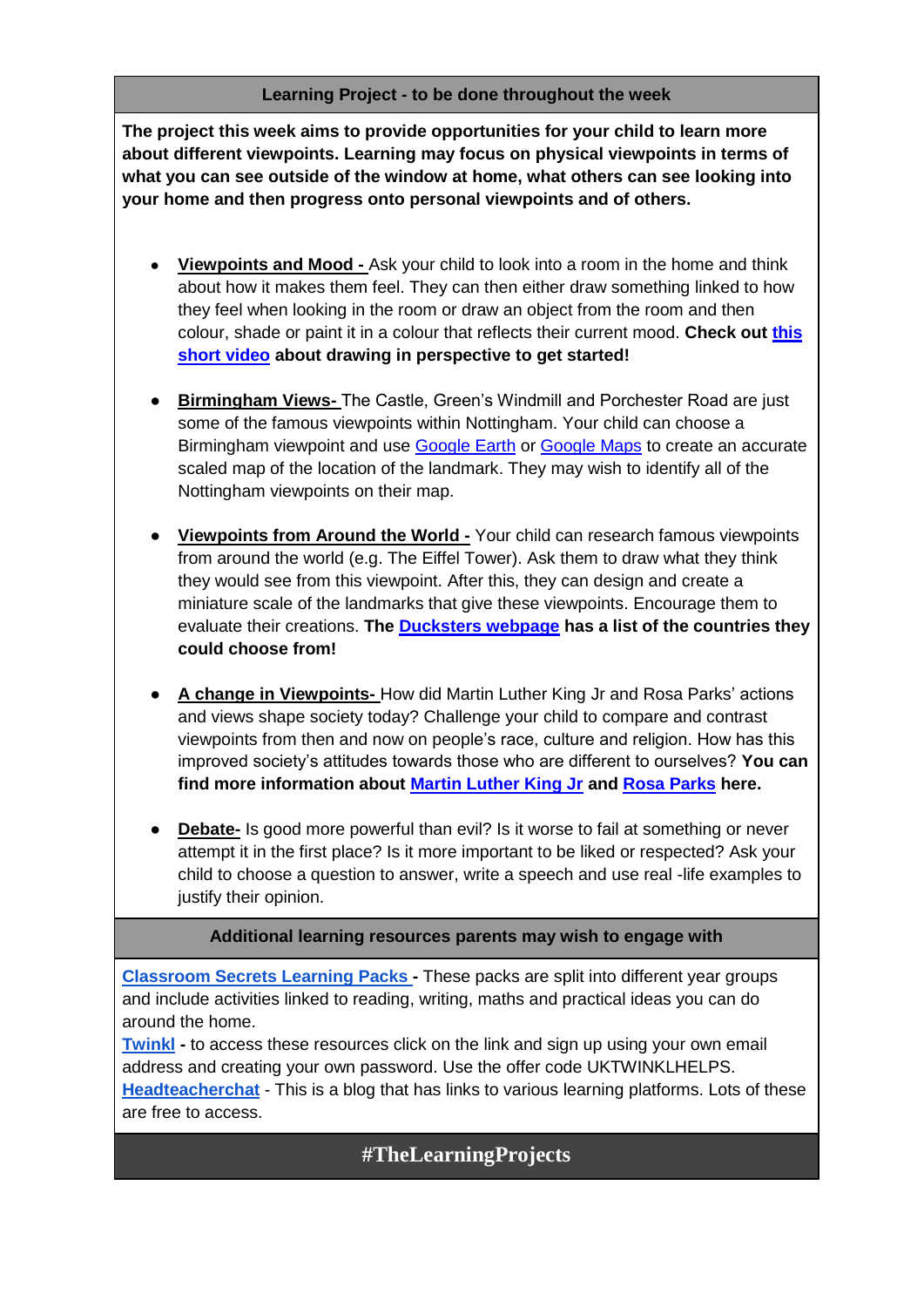## Learning Project - to be done throughout the week

**The project this week aims to provide opportunities for your child to learn more about different viewpoints. Learning may focus on physical viewpoints in terms of what you can see outside of the window at home, what others can see looking into your home and then progress onto personal viewpoints and of others.**

- **Viewpoints and Mood -** Ask your child to look into a room in the home and think about how it makes them feel. They can then either draw something linked to how they feel when looking in the room or draw an object from the room and then colour, shade or paint it in a colour that reflects their current mood. **Check out this short video about drawing in perspective to get started!**
- **Birmingham Views-** The Castle, Green's Windmill and Porchester Road are just some of the famous viewpoints within Nottingham. Your child can choose a Birmingham viewpoint and use Google Earth or Google Maps to create an accurate scaled map of the location of the landmark. They may wish to identify all of the Nottingham viewpoints on their map.
- **Viewpoints from Around the World -** Your child can research famous viewpoints from around the world (e.g. The Eiffel Tower). Ask them to draw what they think they would see from this viewpoint. After this, they can design and create a miniature scale of the landmarks that give these viewpoints. Encourage them to evaluate their creations. **The Ducksters webpage has a list of the countries they could choose from!**
- **A change in Viewpoints-** How did Martin Luther King Jr and Rosa Parks' actions and views shape society today? Challenge your child to compare and contrast viewpoints from then and now on people's race, culture and religion. How has this improved society's attitudes towards those who are different to ourselves? **You can find more information about Martin Luther King Jr and Rosa Parks here.**
- **Debate-** Is good more powerful than evil? Is it worse to fail at something or never attempt it in the first place? Is it more important to be liked or respected? Ask your child to choose a question to answer, write a speech and use real -life examples to justify their opinion.

## Additional learning resources parents may wish to engage with

**Classroom Secrets Learning Packs -** These packs are split into different year groups and include activities linked to reading, writing, maths and practical ideas you can do around the home.
**Twinkl -** to access these resources click on the link and sign up using your own email address and creating your own password. Use the offer code UKTWINKLHELPS.
**Headteacherchat** - This is a blog that has links to various learning platforms. Lots of these are free to access.

**#TheLearningProjects**